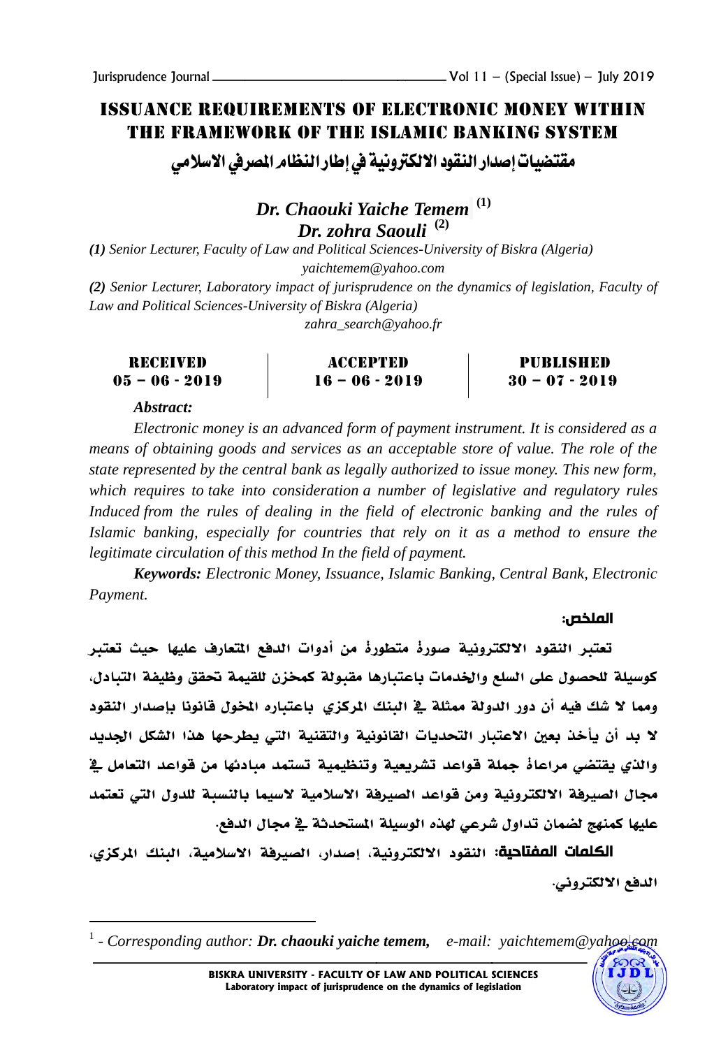# ISSUANCE REQUIREMENTS OF ELECTRONIC MONEY WITHIN THE FRAMEWORK OF THE ISLAMIC BANKING SYSTEM

# مقتضيات إصدار النقود الالكترونية في إطار النظام المصرفي الاسلامي

***Dr. Chaouki Yaiche Temem*** [(1)]
***Dr. zohra Saouli*** [(2)]

*(1) Senior Lecturer, Faculty of Law and Political Sciences-University of Biskra (Algeria)*
*yaichtemem@yahoo.com*

*(2) Senior Lecturer, Laboratory impact of jurisprudence on the dynamics of legislation, Faculty of Law and Political Sciences-University of Biskra (Algeria)*
*zahra_search@yahoo.fr*

| RECEIVED | ACCEPTED | PUBLISHED |
|---|---|---|
| 05 – 06 - 2019 | 16 – 06 - 2019 | 30 – 07 - 2019 |

***Abstract:***

*Electronic money is an advanced form of payment instrument. It is considered as a means of obtaining goods and services as an acceptable store of value. The role of the state represented by the central bank as legally authorized to issue money. This new form, which requires to take into consideration a number of legislative and regulatory rules Induced from the rules of dealing in the field of electronic banking and the rules of Islamic banking, especially for countries that rely on it as a method to ensure the legitimate circulation of this method In the field of payment.*

***Keywords:*** *Electronic Money, Issuance, Islamic Banking, Central Bank, Electronic Payment.*

**الملخص:**

تعتبر النقود الالكترونية صورة متطورة من أدوات الدفع المتعارف عليها حيث تعتبر كوسيلة للحصول على السلع والخدمات باعتبارها مقبولة كمخزن للقيمة تحقق وظيفة التبادل، ومما لا شك فيه أن دور الدولة ممثلة في البنك المركزي باعتباره المخول قانونا بإصدار النقود لا بد أن يأخذ بعين الاعتبار التحديات القانونية والتقنية التي يطرحها هذا الشكل الجديد والذي يقتضي مراعاة جملة قواعد تشريعية وتنظيمية تستمد مبادئها من قواعد التعامل في مجال الصيرفة الالكترونية ومن قواعد الصيرفة الاسلامية لاسيما بالنسبة للدول التي تعتمد عليها كمنهج لضمان تداول شرعي لهذه الوسيلة المستحدثة في مجال الدفع.

**الكلمات المفتاحية:** النقود الالكترونية، إصدار، الصيرفة الاسلامية، البنك المركزي، الدفع الالكتروني.

---

[1] - *Corresponding author:* ***Dr. chaouki yaiche temem,*** *e-mail: yaichtemem@yahoo.com*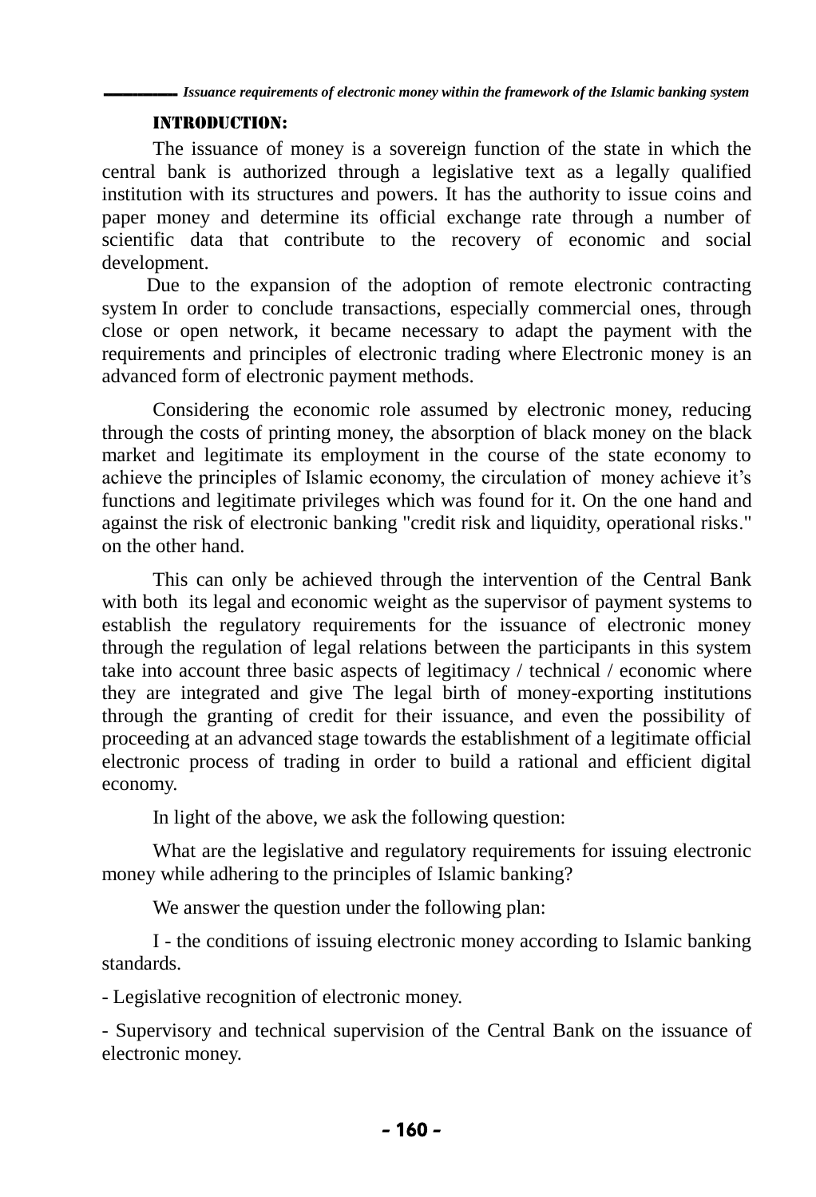## INTRODUCTION:

The issuance of money is a sovereign function of the state in which the central bank is authorized through a legislative text as a legally qualified institution with its structures and powers. It has the authority to issue coins and paper money and determine its official exchange rate through a number of scientific data that contribute to the recovery of economic and social development.

Due to the expansion of the adoption of remote electronic contracting system In order to conclude transactions, especially commercial ones, through close or open network, it became necessary to adapt the payment with the requirements and principles of electronic trading where Electronic money is an advanced form of electronic payment methods.

Considering the economic role assumed by electronic money, reducing through the costs of printing money, the absorption of black money on the black market and legitimate its employment in the course of the state economy to achieve the principles of Islamic economy, the circulation of money achieve it's functions and legitimate privileges which was found for it. On the one hand and against the risk of electronic banking "credit risk and liquidity, operational risks." on the other hand.

This can only be achieved through the intervention of the Central Bank with both its legal and economic weight as the supervisor of payment systems to establish the regulatory requirements for the issuance of electronic money through the regulation of legal relations between the participants in this system take into account three basic aspects of legitimacy / technical / economic where they are integrated and give The legal birth of money-exporting institutions through the granting of credit for their issuance, and even the possibility of proceeding at an advanced stage towards the establishment of a legitimate official electronic process of trading in order to build a rational and efficient digital economy.

In light of the above, we ask the following question:

What are the legislative and regulatory requirements for issuing electronic money while adhering to the principles of Islamic banking?

We answer the question under the following plan:

I - the conditions of issuing electronic money according to Islamic banking standards.

- Legislative recognition of electronic money.

- Supervisory and technical supervision of the Central Bank on the issuance of electronic money.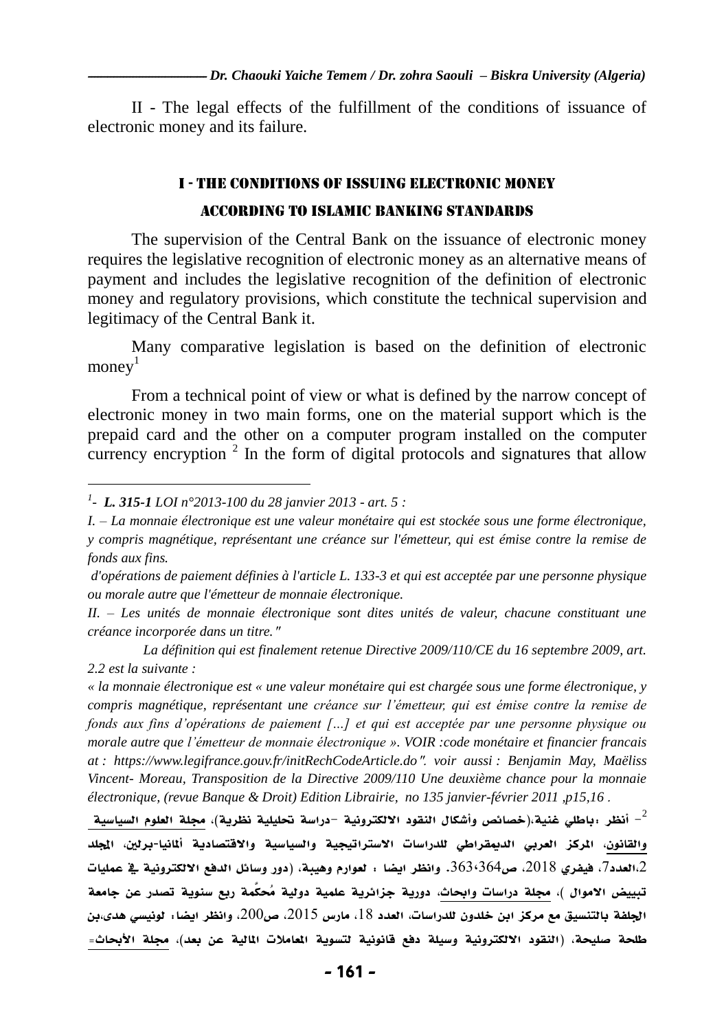II - The legal effects of the fulfillment of the conditions of issuance of electronic money and its failure.

## I - THE CONDITIONS OF ISSUING ELECTRONIC MONEY ACCORDING TO ISLAMIC BANKING STANDARDS

The supervision of the Central Bank on the issuance of electronic money requires the legislative recognition of electronic money as an alternative means of payment and includes the legislative recognition of the definition of electronic money and regulatory provisions, which constitute the technical supervision and legitimacy of the Central Bank it.

Many comparative legislation is based on the definition of electronic money[1]

From a technical point of view or what is defined by the narrow concept of electronic money in two main forms, one on the material support which is the prepaid card and the other on a computer program installed on the computer currency encryption [2] In the form of digital protocols and signatures that allow

---

[1]- ***L. 315-1*** *LOI n°2013-100 du 28 janvier 2013 - art. 5 :*

*I. – La monnaie électronique est une valeur monétaire qui est stockée sous une forme électronique, y compris magnétique, représentant une créance sur l'émetteur, qui est émise contre la remise de fonds aux fins.*

*d'opérations de paiement définies à l'article L. 133-3 et qui est acceptée par une personne physique ou morale autre que l'émetteur de monnaie électronique.*

*II. – Les unités de monnaie électronique sont dites unités de valeur, chacune constituant une créance incorporée dans un titre."*

*La définition qui est finalement retenue Directive 2009/110/CE du 16 septembre 2009, art. 2.2 est la suivante :*

*« la monnaie électronique est « une valeur monétaire qui est chargée sous une forme électronique, y compris magnétique, représentant une créance sur l'émetteur, qui est émise contre la remise de fonds aux fins d'opérations de paiement […] et qui est acceptée par une personne physique ou morale autre que l'émetteur de monnaie électronique ». VOIR :code monétaire et financier francais at : https://www.legifrance.gouv.fr/initRechCodeArticle.do". voir aussi : Benjamin May, Maëliss Vincent- Moreau, Transposition de la Directive 2009/110 Une deuxième chance pour la monnaie électronique, (revue Banque & Droit) Edition Librairie, no 135 janvier-février 2011 ,p15,16 .*

[2]- أنظر :باطلي غنية،(خصائص وأشكال النقود الالكترونية -دراسة تحليلية نظرية)، مجلة العلوم السياسية والقانون، المركز العربي الديمقراطي للدراسات الاستراتيجية والسياسية والاقتصادية ألمانيا-برلين، المجلد 2،العدد7، فيفري 2018، ص364،363. وانظر ايضا : لعوارم وهيبة، (دور وسائل الدفع الالكترونية في عمليات تبييض الاموال )، مجلة دراسات وابحاث، دورية جزائرية علمية دولية مُحكّمة ربع سنوية تصدر عن جامعة الجلفة بالتنسيق مع مركز ابن خلدون للدراسات، العدد 18، مارس 2015، ص200، وانظر ايضا: لونيسي هدى،بن طلحة صليحة، (النقود الالكترونية وسيلة دفع قانونية لتسوية المعاملات المالية عن بعد)، مجلة الأبحاث=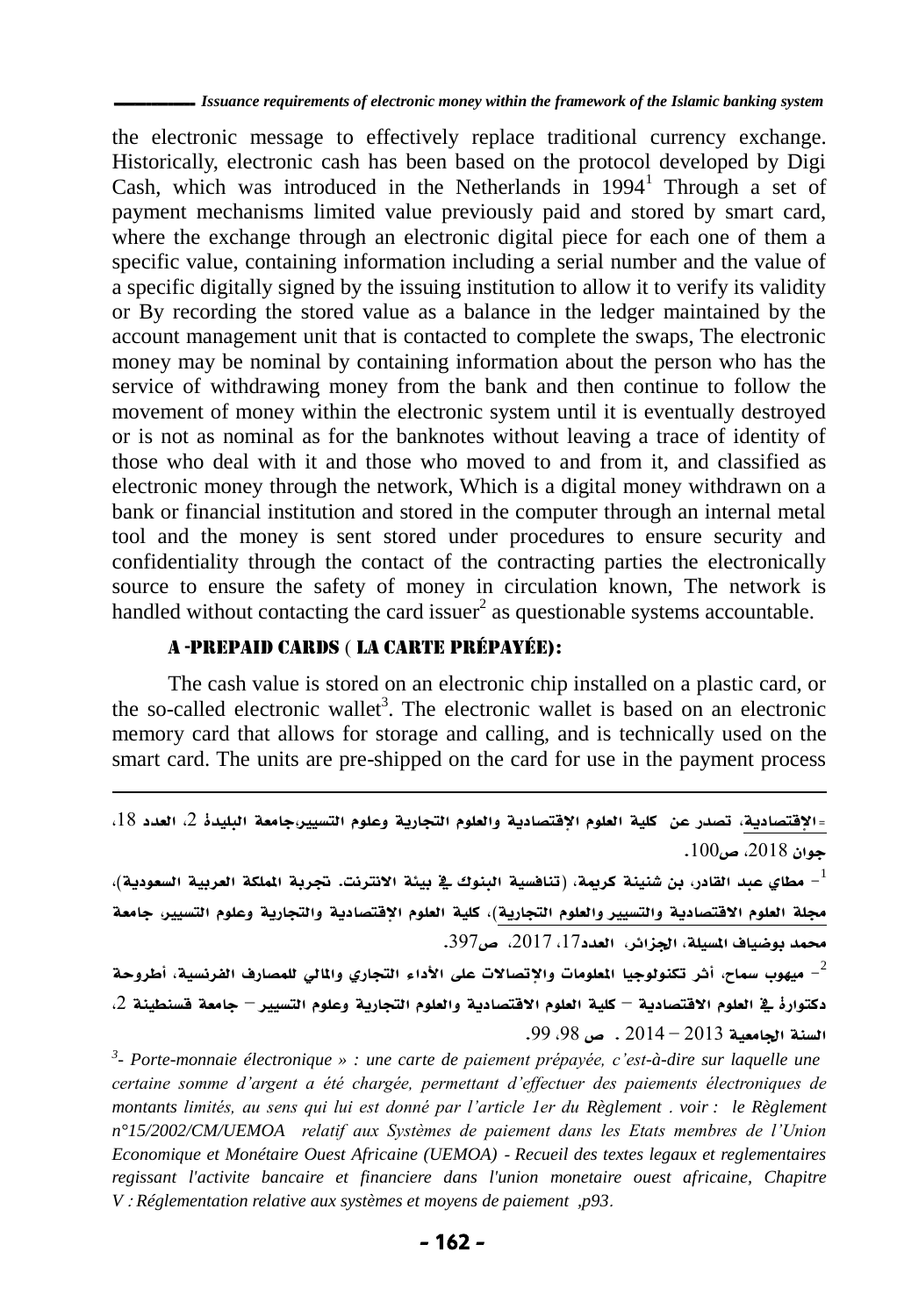the electronic message to effectively replace traditional currency exchange. Historically, electronic cash has been based on the protocol developed by Digi Cash, which was introduced in the Netherlands in 1994[1] Through a set of payment mechanisms limited value previously paid and stored by smart card, where the exchange through an electronic digital piece for each one of them a specific value, containing information including a serial number and the value of a specific digitally signed by the issuing institution to allow it to verify its validity or By recording the stored value as a balance in the ledger maintained by the account management unit that is contacted to complete the swaps, The electronic money may be nominal by containing information about the person who has the service of withdrawing money from the bank and then continue to follow the movement of money within the electronic system until it is eventually destroyed or is not as nominal as for the banknotes without leaving a trace of identity of those who deal with it and those who moved to and from it, and classified as electronic money through the network, Which is a digital money withdrawn on a bank or financial institution and stored in the computer through an internal metal tool and the money is sent stored under procedures to ensure security and confidentiality through the contact of the contracting parties the electronically source to ensure the safety of money in circulation known, The network is handled without contacting the card issuer[2] as questionable systems accountable.

### A -PREPAID CARDS ( LA CARTE PRÉPAYÉE):

The cash value is stored on an electronic chip installed on a plastic card, or the so-called electronic wallet[3]. The electronic wallet is based on an electronic memory card that allows for storage and calling, and is technically used on the smart card. The units are pre-shipped on the card for use in the payment process

---

= الإقتصادية، تصدر عن كلية العلوم الإقتصادية والعلوم التجارية وعلوم التسيير،جامعة البليدة 2، العدد 18، جوان 2018، ص100.

[1] - مطاي عبد القادر، بن شنينة كريمة، (تنافسية البنوك في بيئة الانترنت. تجربة المملكة العربية السعودية)، مجلة العلوم الاقتصادية والتسيير والعلوم التجارية)، كلية العلوم الإقتصادية والتجارية وعلوم التسيير، جامعة محمد بوضياف المسيلة، الجزائر، العدد17، 2017، ص397.

[2] - ميهوب سماح، أثر تكنولوجيا المعلومات والإتصالات على الأداء التجاري والمالي للمصارف الفرنسية، أطروحة دكتوارة في العلوم الاقتصادية – كلية العلوم الاقتصادية والعلوم التجارية وعلوم التسيير – جامعة قسنطينة 2، السنة الجامعية 2013 – 2014 . ص 98، 99.

[3]- *Porte-monnaie électronique » : une carte de paiement prépayée, c'est-à-dire sur laquelle une certaine somme d'argent a été chargée, permettant d'effectuer des paiements électroniques de montants limités, au sens qui lui est donné par l'article 1er du Règlement . voir : le Règlement n°15/2002/CM/UEMOA relatif aux Systèmes de paiement dans les Etats membres de l'Union Economique et Monétaire Ouest Africaine (UEMOA) - Recueil des textes legaux et reglementaires regissant l'activite bancaire et financiere dans l'union monetaire ouest africaine, Chapitre V : Réglementation relative aux systèmes et moyens de paiement ,p93.*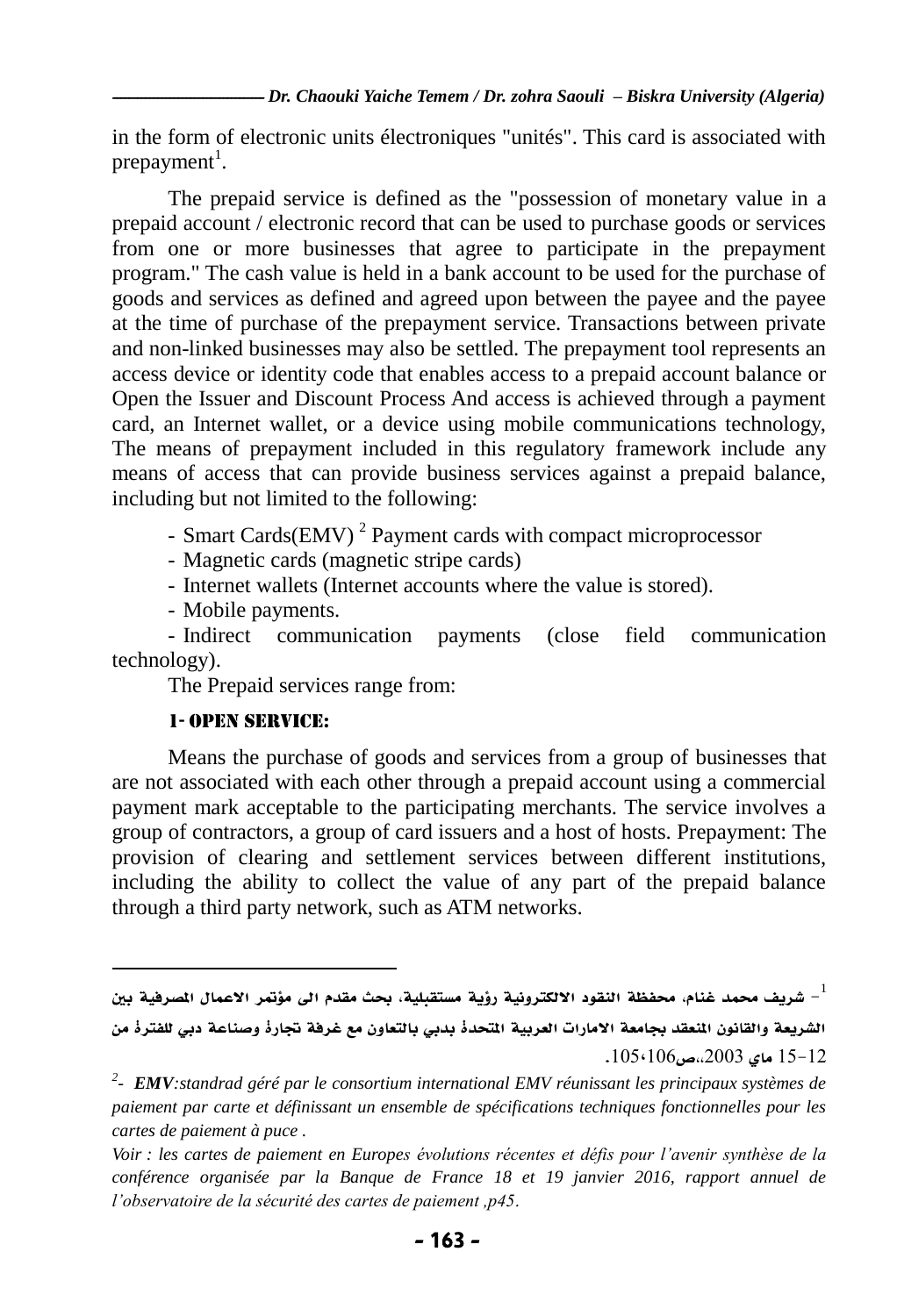in the form of electronic units électroniques "unités". This card is associated with prepayment[1].

The prepaid service is defined as the "possession of monetary value in a prepaid account / electronic record that can be used to purchase goods or services from one or more businesses that agree to participate in the prepayment program." The cash value is held in a bank account to be used for the purchase of goods and services as defined and agreed upon between the payee and the payee at the time of purchase of the prepayment service. Transactions between private and non-linked businesses may also be settled. The prepayment tool represents an access device or identity code that enables access to a prepaid account balance or Open the Issuer and Discount Process And access is achieved through a payment card, an Internet wallet, or a device using mobile communications technology, The means of prepayment included in this regulatory framework include any means of access that can provide business services against a prepaid balance, including but not limited to the following:

- Smart Cards(EMV) [2] Payment cards with compact microprocessor
- Magnetic cards (magnetic stripe cards)
- Internet wallets (Internet accounts where the value is stored).
- Mobile payments.
- Indirect communication payments (close field communication technology).

The Prepaid services range from:

### 1- Open service:

Means the purchase of goods and services from a group of businesses that are not associated with each other through a prepaid account using a commercial payment mark acceptable to the participating merchants. The service involves a group of contractors, a group of card issuers and a host of hosts. Prepayment: The provision of clearing and settlement services between different institutions, including the ability to collect the value of any part of the prepaid balance through a third party network, such as ATM networks.

---

[1] - شريف محمد غنام، محفظة النقود الالكترونية رؤية مستقبلية، بحث مقدم الى مؤتمر الاعمال المصرفية بين الشريعة والقانون المنعقد بجامعة الامارات العربية المتحدة بدبي بالتعاون مع غرفة تجارة وصناعة دبي للفترة من 12-15 ماي 2003،،ص105،106.

[2]- ***EMV***:*standrad géré par le consortium international EMV réunissant les principaux systèmes de paiement par carte et définissant un ensemble de spécifications techniques fonctionnelles pour les cartes de paiement à puce .*

*Voir : les cartes de paiement en Europes évolutions récentes et défis pour l'avenir synthèse de la conférence organisée par la Banque de France 18 et 19 janvier 2016, rapport annuel de l'observatoire de la sécurité des cartes de paiement ,p45.*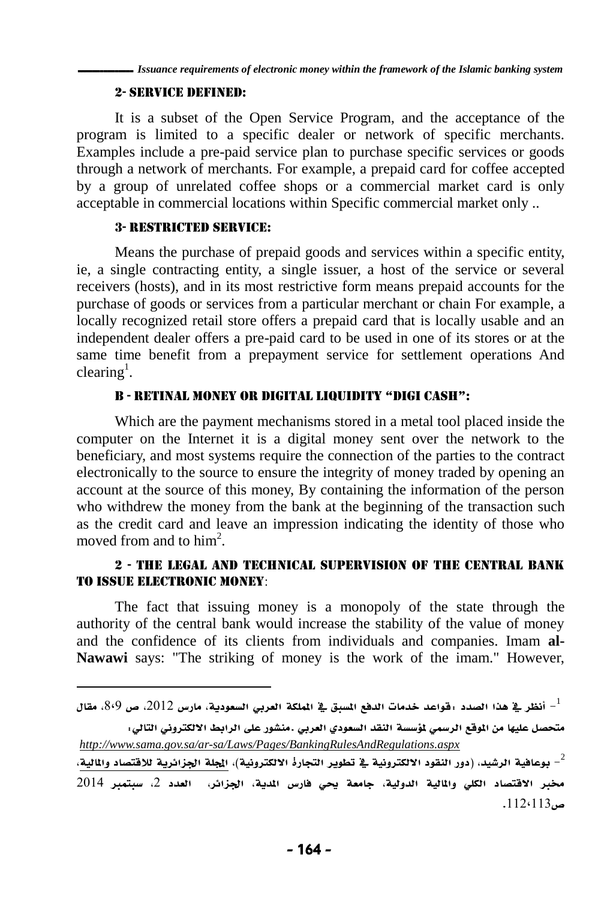#### 2- Service defined:

It is a subset of the Open Service Program, and the acceptance of the program is limited to a specific dealer or network of specific merchants. Examples include a pre-paid service plan to purchase specific services or goods through a network of merchants. For example, a prepaid card for coffee accepted by a group of unrelated coffee shops or a commercial market card is only acceptable in commercial locations within Specific commercial market only ..

#### 3- Restricted service:

Means the purchase of prepaid goods and services within a specific entity, ie, a single contracting entity, a single issuer, a host of the service or several receivers (hosts), and in its most restrictive form means prepaid accounts for the purchase of goods or services from a particular merchant or chain For example, a locally recognized retail store offers a prepaid card that is locally usable and an independent dealer offers a pre-paid card to be used in one of its stores or at the same time benefit from a prepayment service for settlement operations And clearing[1].

#### B - Retinal money or digital liquidity "Digi Cash":

Which are the payment mechanisms stored in a metal tool placed inside the computer on the Internet it is a digital money sent over the network to the beneficiary, and most systems require the connection of the parties to the contract electronically to the source to ensure the integrity of money traded by opening an account at the source of this money, By containing the information of the person who withdrew the money from the bank at the beginning of the transaction such as the credit card and leave an impression indicating the identity of those who moved from and to him[2].

#### 2 - The legal and technical supervision of the central bank to issue electronic money:

The fact that issuing money is a monopoly of the state through the authority of the central bank would increase the stability of the value of money and the confidence of its clients from individuals and companies. Imam **al-Nawawi** says: "The striking of money is the work of the imam." However,

---

[1] - أنظر في هذا الصدد :قواعد خدمات الدفع المسبق في المملكة العربي السعودية، مارس 2012، ص 9،8، مقال متحصل عليها من الموقع الرسمي لمؤسسة النقد السعودي العربي .منشور على الرابط الالكتروني التالي: http://www.sama.gov.sa/ar-sa/Laws/Pages/BankingRulesAndRegulations.aspx

[2] - بوعافية الرشيد، (دور النقود الالكترونية في تطوير التجارة الالكترونية)، المجلة الجزائرية للاقتصاد والمالية، مخبر الاقتصاد الكلي والمالية الدولية، جامعة يحي فارس المدية، الجزائر، العدد 2، سبتمبر 2014 ص112،113.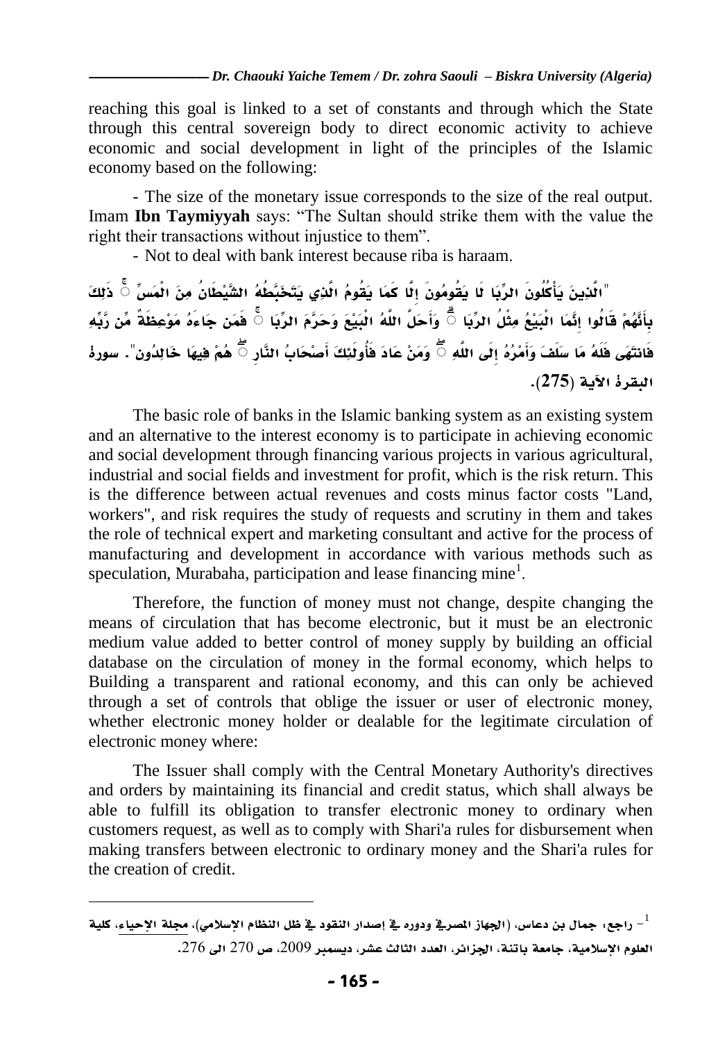reaching this goal is linked to a set of constants and through which the State through this central sovereign body to direct economic activity to achieve economic and social development in light of the principles of the Islamic economy based on the following:

- The size of the monetary issue corresponds to the size of the real output. Imam **Ibn Taymiyyah** says: "The Sultan should strike them with the value the right their transactions without injustice to them".
- Not to deal with bank interest because riba is haraam.

"الَّذِينَ يَأْكُلُونَ الرِّبَا لَا يَقُومُونَ إِلَّا كَمَا يَقُومُ الَّذِي يَتَخَبَّطُهُ الشَّيْطَانُ مِنَ الْمَسِّ ۚ ذَٰلِكَ بِأَنَّهُمْ قَالُوا إِنَّمَا الْبَيْعُ مِثْلُ الرِّبَا ۗ وَأَحَلَّ اللَّهُ الْبَيْعَ وَحَرَّمَ الرِّبَا ۚ فَمَن جَاءَهُ مَوْعِظَةٌ مِّن رَّبِّهِ فَانتَهَىٰ فَلَهُ مَا سَلَفَ وَأَمْرُهُ إِلَى اللَّهِ ۖ وَمَنْ عَادَ فَأُولَٰئِكَ أَصْحَابُ النَّارِ ۖ هُمْ فِيهَا خَالِدُونَ". سورة البقرة الآية (275).

The basic role of banks in the Islamic banking system as an existing system and an alternative to the interest economy is to participate in achieving economic and social development through financing various projects in various agricultural, industrial and social fields and investment for profit, which is the risk return. This is the difference between actual revenues and costs minus factor costs "Land, workers", and risk requires the study of requests and scrutiny in them and takes the role of technical expert and marketing consultant and active for the process of manufacturing and development in accordance with various methods such as speculation, Murabaha, participation and lease financing mine[1].

Therefore, the function of money must not change, despite changing the means of circulation that has become electronic, but it must be an electronic medium value added to better control of money supply by building an official database on the circulation of money in the formal economy, which helps to Building a transparent and rational economy, and this can only be achieved through a set of controls that oblige the issuer or user of electronic money, whether electronic money holder or dealable for the legitimate circulation of electronic money where:

The Issuer shall comply with the Central Monetary Authority's directives and orders by maintaining its financial and credit status, which shall always be able to fulfill its obligation to transfer electronic money to ordinary when customers request, as well as to comply with Shari'a rules for disbursement when making transfers between electronic to ordinary money and the Shari'a rules for the creation of credit.

---

[1] - راجع: جمال بن دعاس، (الجهاز المصرفي ودوره في إصدار النقود في ظل النظام الإسلامي)، مجلة الإحياء، كلية العلوم الإسلامية، جامعة باتنة، الجزائر، العدد الثالث عشر، ديسمبر 2009، ص 270 الى 276.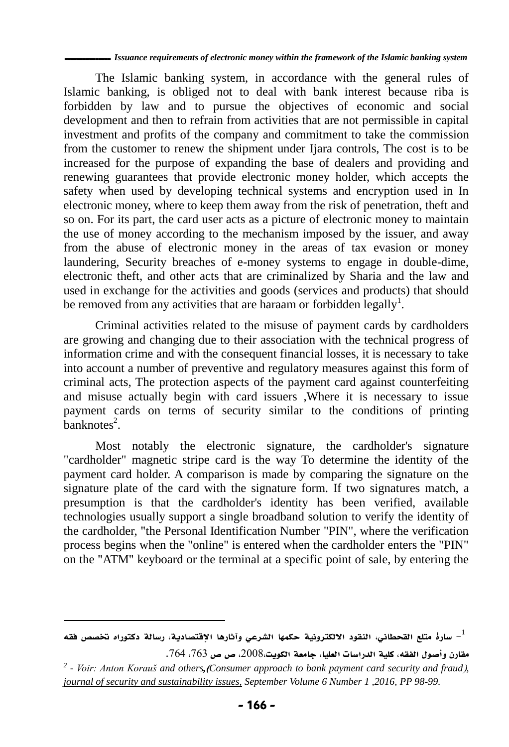The Islamic banking system, in accordance with the general rules of Islamic banking, is obliged not to deal with bank interest because riba is forbidden by law and to pursue the objectives of economic and social development and then to refrain from activities that are not permissible in capital investment and profits of the company and commitment to take the commission from the customer to renew the shipment under Ijara controls, The cost is to be increased for the purpose of expanding the base of dealers and providing and renewing guarantees that provide electronic money holder, which accepts the safety when used by developing technical systems and encryption used in In electronic money, where to keep them away from the risk of penetration, theft and so on. For its part, the card user acts as a picture of electronic money to maintain the use of money according to the mechanism imposed by the issuer, and away from the abuse of electronic money in the areas of tax evasion or money laundering, Security breaches of e-money systems to engage in double-dime, electronic theft, and other acts that are criminalized by Sharia and the law and used in exchange for the activities and goods (services and products) that should be removed from any activities that are haraam or forbidden legally[1].

Criminal activities related to the misuse of payment cards by cardholders are growing and changing due to their association with the technical progress of information crime and with the consequent financial losses, it is necessary to take into account a number of preventive and regulatory measures against this form of criminal acts, The protection aspects of the payment card against counterfeiting and misuse actually begin with card issuers ,Where it is necessary to issue payment cards on terms of security similar to the conditions of printing banknotes[2].

Most notably the electronic signature, the cardholder's signature "cardholder" magnetic stripe card is the way To determine the identity of the payment card holder. A comparison is made by comparing the signature on the signature plate of the card with the signature form. If two signatures match, a presumption is that the cardholder's identity has been verified, available technologies usually support a single broadband solution to verify the identity of the cardholder, "the Personal Identification Number "PIN", where the verification process begins when the "online" is entered when the cardholder enters the "PIN" on the "ATM" keyboard or the terminal at a specific point of sale, by entering the

---

[1] - سارة متلع القحطاني، النقود الالكترونية حكمها الشرعي وآثارها الإقتصادية، رسالة دكتوراه تخصص فقه مقارن وأصول الفقه، كلية الدراسات العليا، جامعة الكويت،2008، ص ص 763، 764.

[2] - *Voir: Anton Korauš and others,(Consumer approach to bank payment card security and fraud), journal of security and sustainability issues, September Volume 6 Number 1 ,2016, PP 98-99.*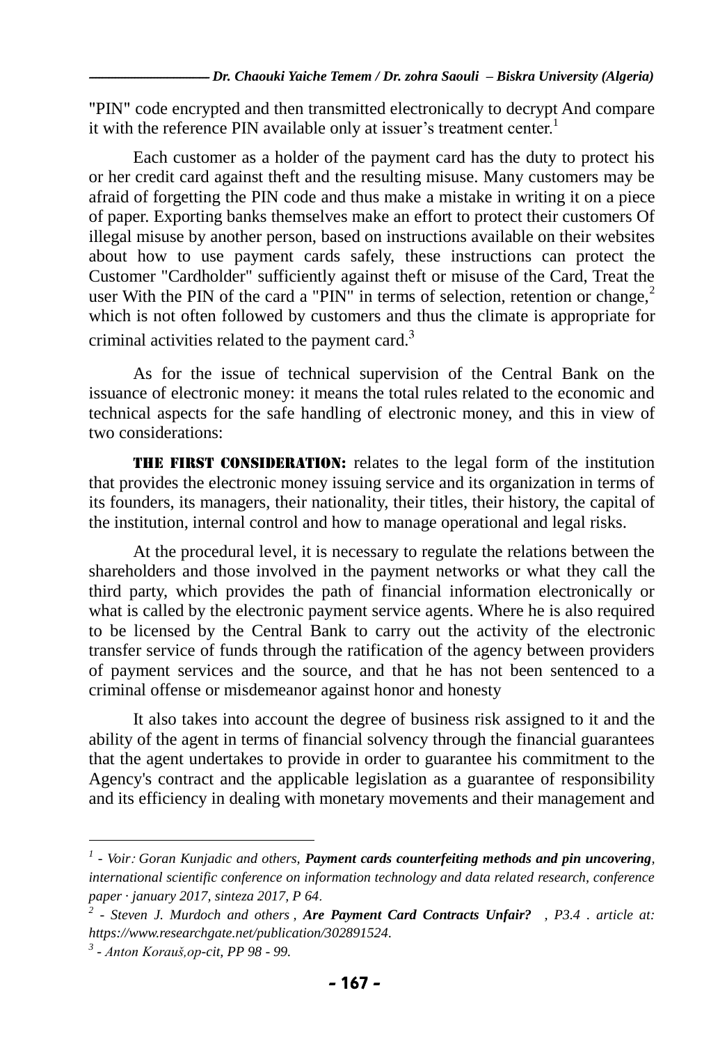"PIN" code encrypted and then transmitted electronically to decrypt And compare it with the reference PIN available only at issuer's treatment center.[1]

Each customer as a holder of the payment card has the duty to protect his or her credit card against theft and the resulting misuse. Many customers may be afraid of forgetting the PIN code and thus make a mistake in writing it on a piece of paper. Exporting banks themselves make an effort to protect their customers Of illegal misuse by another person, based on instructions available on their websites about how to use payment cards safely, these instructions can protect the Customer "Cardholder" sufficiently against theft or misuse of the Card, Treat the user With the PIN of the card a "PIN" in terms of selection, retention or change,[2] which is not often followed by customers and thus the climate is appropriate for criminal activities related to the payment card.[3]

As for the issue of technical supervision of the Central Bank on the issuance of electronic money: it means the total rules related to the economic and technical aspects for the safe handling of electronic money, and this in view of two considerations:

**THE FIRST CONSIDERATION:** relates to the legal form of the institution that provides the electronic money issuing service and its organization in terms of its founders, its managers, their nationality, their titles, their history, the capital of the institution, internal control and how to manage operational and legal risks.

At the procedural level, it is necessary to regulate the relations between the shareholders and those involved in the payment networks or what they call the third party, which provides the path of financial information electronically or what is called by the electronic payment service agents. Where he is also required to be licensed by the Central Bank to carry out the activity of the electronic transfer service of funds through the ratification of the agency between providers of payment services and the source, and that he has not been sentenced to a criminal offense or misdemeanor against honor and honesty

It also takes into account the degree of business risk assigned to it and the ability of the agent in terms of financial solvency through the financial guarantees that the agent undertakes to provide in order to guarantee his commitment to the Agency's contract and the applicable legislation as a guarantee of responsibility and its efficiency in dealing with monetary movements and their management and

---

[1] - *Voir: Goran Kunjadic and others, **Payment cards counterfeiting methods and pin uncovering**, international scientific conference on information technology and data related research, conference paper · january 2017, sinteza 2017, P 64.*

[2] - *Steven J. Murdoch and others , **Are Payment Card Contracts Unfair?** , P3.4 . article at: https://www.researchgate.net/publication/302891524.*

[3] - *Anton Korauš,op-cit, PP 98 - 99.*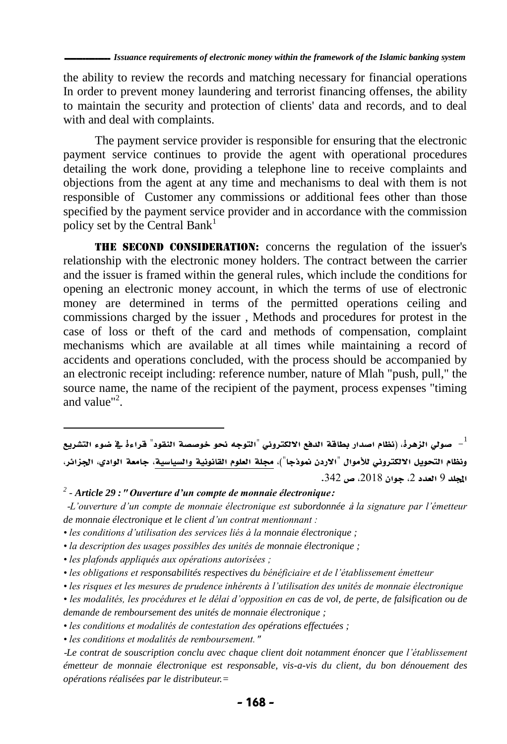the ability to review the records and matching necessary for financial operations In order to prevent money laundering and terrorist financing offenses, the ability to maintain the security and protection of clients' data and records, and to deal with and deal with complaints.

The payment service provider is responsible for ensuring that the electronic payment service continues to provide the agent with operational procedures detailing the work done, providing a telephone line to receive complaints and objections from the agent at any time and mechanisms to deal with them is not responsible of Customer any commissions or additional fees other than those specified by the payment service provider and in accordance with the commission policy set by the Central Bank[1]

**THE SECOND CONSIDERATION:** concerns the regulation of the issuer's relationship with the electronic money holders. The contract between the carrier and the issuer is framed within the general rules, which include the conditions for opening an electronic money account, in which the terms of use of electronic money are determined in terms of the permitted operations ceiling and commissions charged by the issuer , Methods and procedures for protest in the case of loss or theft of the card and methods of compensation, complaint mechanisms which are available at all times while maintaining a record of accidents and operations concluded, with the process should be accompanied by an electronic receipt including: reference number, nature of Mlah "push, pull," the source name, the name of the recipient of the payment, process expenses "timing and value"[2].

---

[1] - صولي الزهرة، (نظام اصدار بطاقة الدفع الالكتروني "التوجه نحو خوصصة النقود" قراءة في ضوء التشريع ونظام التحويل الالكتروني للأموال "الاردن نموذجا")، مجلة العلوم القانونية والسياسية، جامعة الوادي، الجزائر، المجلد 9 العدد 2، جوان 2018، ص 342.

[2] - ***Article 29 : " Ouverture d'un compte de monnaie électronique:***

*-L'ouverture d'un compte de monnaie électronique est subordonnée à la signature par l'émetteur de monnaie électronique et le client d'un contrat mentionnant :*

*• les conditions d'utilisation des services liés à la monnaie électronique ;*

*• la description des usages possibles des unités de monnaie électronique ;*

*• les plafonds appliqués aux opérations autorisées ;*

*• les obligations et responsabilités respectives du bénéficiaire et de l'établissement émetteur*

*• les risques et les mesures de prudence inhérents à l'utilisation des unités de monnaie électronique*

*• les modalités, les procédures et le délai d'opposition en cas de vol, de perte, de falsification ou de demande de remboursement des unités de monnaie électronique ;*

*• les conditions et modalités de contestation des opérations effectuées ;*

*• les conditions et modalités de remboursement. "*

*-Le contrat de souscription conclu avec chaque client doit notamment énoncer que l'établissement émetteur de monnaie électronique est responsable, vis-a-vis du client, du bon dénouement des opérations réalisées par le distributeur.=*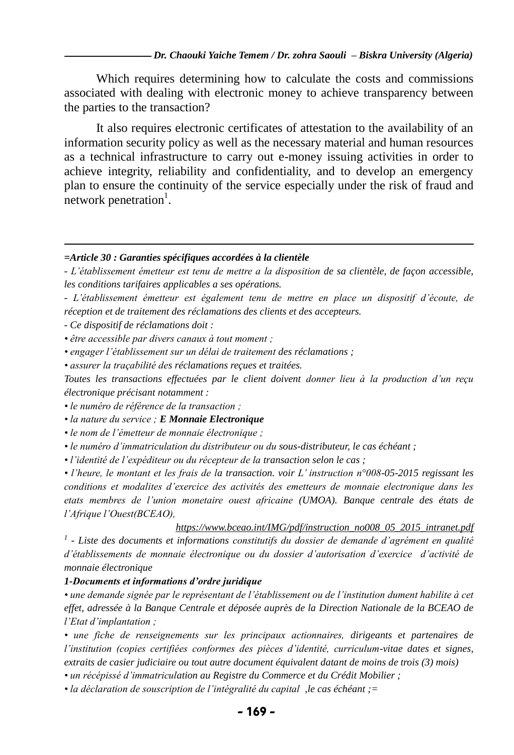Which requires determining how to calculate the costs and commissions associated with dealing with electronic money to achieve transparency between the parties to the transaction?

It also requires electronic certificates of attestation to the availability of an information security policy as well as the necessary material and human resources as a technical infrastructure to carry out e-money issuing activities in order to achieve integrity, reliability and confidentiality, and to develop an emergency plan to ensure the continuity of the service especially under the risk of fraud and network penetration[1].

---

***=Article 30 : Garanties spécifiques accordées à la clientèle***

*- L'établissement émetteur est tenu de mettre a la disposition de sa clientèle, de façon accessible, les conditions tarifaires applicables a ses opérations.*

*- L'établissement émetteur est également tenu de mettre en place un dispositif d'écoute, de réception et de traitement des réclamations des clients et des accepteurs.*

*- Ce dispositif de réclamations doit :*

*• être accessible par divers canaux à tout moment ;*

*• engager l'établissement sur un délai de traitement des réclamations ;*

*• assurer la traçabilité des réclamations reçues et traitées.*

*Toutes les transactions effectuées par le client doivent donner lieu à la production d'un reçu électronique précisant notamment :*

*• le numéro de référence de la transaction ;*

*• la nature du service ;* ***E Monnaie Electronique***

*• le nom de l'émetteur de monnaie électronique ;*

*• le numéro d'immatriculation du distributeur ou du sous-distributeur, le cas échéant ;*

*• l'identité de l'expéditeur ou du récepteur de la transaction selon le cas ;*

*• l'heure, le montant et les frais de la transaction. voir L' instruction n°008-05-2015 regissant les conditions et modalites d'exercice des activités des emetteurs de monnaie electronique dans les etats membres de l'union monetaire ouest africaine (UMOA). Banque centrale des états de l'Afrique l'Ouest(BCEAO),*

*https://www.bceao.int/IMG/pdf/instruction_no008_05_2015_intranet.pdf*

[1] *- Liste des documents et informations constitutifs du dossier de demande d'agrément en qualité d'établissements de monnaie électronique ou du dossier d'autorisation d'exercice d'activité de monnaie électronique*

***1-Documents et informations d'ordre juridique***

*• une demande signée par le représentant de l'établissement ou de l'institution dument habilite à cet effet, adressée à la Banque Centrale et déposée auprès de la Direction Nationale de la BCEAO de l'Etat d'implantation ;*

*• une fiche de renseignements sur les principaux actionnaires, dirigeants et partenaires de l'institution (copies certifiées conformes des pièces d'identité, curriculum-vitae dates et signes, extraits de casier judiciaire ou tout autre document équivalent datant de moins de trois (3) mois)*

*• un récépissé d'immatriculation au Registre du Commerce et du Crédit Mobilier ;*

*• la déclaration de souscription de l'intégralité du capital ,le cas échéant ;=*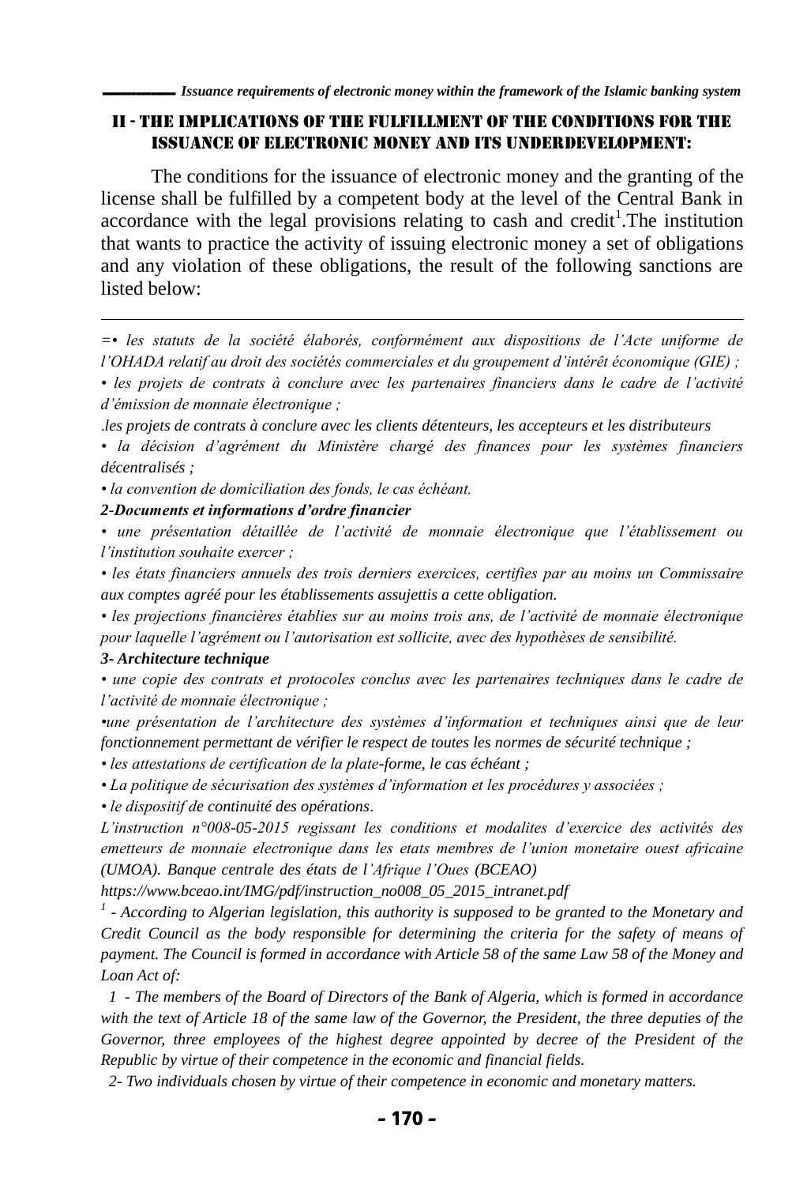## II - THE IMPLICATIONS OF THE FULFILLMENT OF THE CONDITIONS FOR THE ISSUANCE OF ELECTRONIC MONEY AND ITS UNDERDEVELOPMENT:

The conditions for the issuance of electronic money and the granting of the license shall be fulfilled by a competent body at the level of the Central Bank in accordance with the legal provisions relating to cash and credit[1].The institution that wants to practice the activity of issuing electronic money a set of obligations and any violation of these obligations, the result of the following sanctions are listed below:

---

*=• les statuts de la société élaborés, conformément aux dispositions de l'Acte uniforme de l'OHADA relatif au droit des sociétés commerciales et du groupement d'intérêt économique (GIE) ;*

*• les projets de contrats à conclure avec les partenaires financiers dans le cadre de l'activité d'émission de monnaie électronique ;*

*.les projets de contrats à conclure avec les clients détenteurs, les accepteurs et les distributeurs*

*• la décision d'agrément du Ministère chargé des finances pour les systèmes financiers décentralisés ;*

*• la convention de domiciliation des fonds, le cas échéant.*

***2-Documents et informations d'ordre financier***

*• une présentation détaillée de l'activité de monnaie électronique que l'établissement ou l'institution souhaite exercer ;*

*• les états financiers annuels des trois derniers exercices, certifies par au moins un Commissaire aux comptes agréé pour les établissements assujettis a cette obligation.*

*• les projections financières établies sur au moins trois ans, de l'activité de monnaie électronique pour laquelle l'agrément ou l'autorisation est sollicite, avec des hypothèses de sensibilité.*

***3- Architecture technique***

*• une copie des contrats et protocoles conclus avec les partenaires techniques dans le cadre de l'activité de monnaie électronique ;*

*•une présentation de l'architecture des systèmes d'information et techniques ainsi que de leur fonctionnement permettant de vérifier le respect de toutes les normes de sécurité technique ;*

*• les attestations de certification de la plate-forme, le cas échéant ;*

*• La politique de sécurisation des systèmes d'information et les procédures y associées ;*

*• le dispositif de continuité des opérations.*

*L'instruction n°008-05-2015 regissant les conditions et modalites d'exercice des activités des emetteurs de monnaie electronique dans les etats membres de l'union monetaire ouest africaine (UMOA). Banque centrale des états de l'Afrique l'Oues (BCEAO)*

*https://www.bceao.int/IMG/pdf/instruction_no008_05_2015_intranet.pdf*

[1] *- According to Algerian legislation, this authority is supposed to be granted to the Monetary and Credit Council as the body responsible for determining the criteria for the safety of means of payment. The Council is formed in accordance with Article 58 of the same Law 58 of the Money and Loan Act of:*

*1 - The members of the Board of Directors of the Bank of Algeria, which is formed in accordance with the text of Article 18 of the same law of the Governor, the President, the three deputies of the Governor, three employees of the highest degree appointed by decree of the President of the Republic by virtue of their competence in the economic and financial fields.*

*2- Two individuals chosen by virtue of their competence in economic and monetary matters.*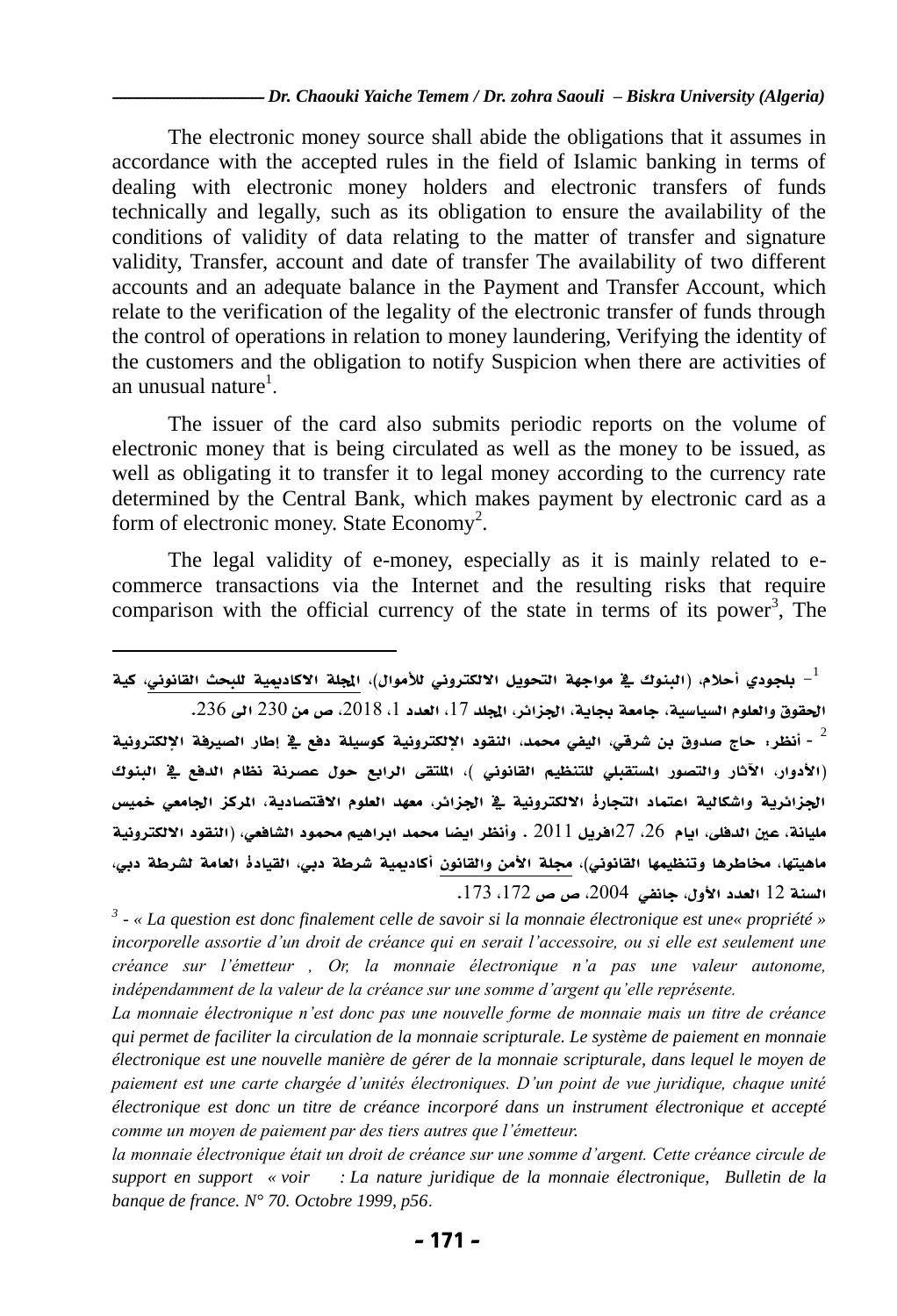The electronic money source shall abide the obligations that it assumes in accordance with the accepted rules in the field of Islamic banking in terms of dealing with electronic money holders and electronic transfers of funds technically and legally, such as its obligation to ensure the availability of the conditions of validity of data relating to the matter of transfer and signature validity, Transfer, account and date of transfer The availability of two different accounts and an adequate balance in the Payment and Transfer Account, which relate to the verification of the legality of the electronic transfer of funds through the control of operations in relation to money laundering, Verifying the identity of the customers and the obligation to notify Suspicion when there are activities of an unusual nature[1].

The issuer of the card also submits periodic reports on the volume of electronic money that is being circulated as well as the money to be issued, as well as obligating it to transfer it to legal money according to the currency rate determined by the Central Bank, which makes payment by electronic card as a form of electronic money. State Economy[2].

The legal validity of e-money, especially as it is mainly related to e-commerce transactions via the Internet and the resulting risks that require comparison with the official currency of the state in terms of its power[3], The

---

[1] - بلجودي أحلام، (البنوك في مواجهة التحويل الالكتروني للأموال)، المجلة الاكاديمية للبحث القانوني، كية الحقوق والعلوم السياسية، جامعة بجاية، الجزائر، المجلد 17، العدد 1، 2018، ص من 230 الى 236.

[2] - أنظر: حاج صدوق بن شرقي، اليفي محمد، النقود الإلكترونية كوسيلة دفع في إطار الصيرفة الإلكترونية (الأدوار، الآثار والتصور المستقبلي للتنظيم القانوني )، الملتقى الرابع حول عصرنة نظام الدفع في البنوك الجزائرية واشكالية اعتماد التجارة الالكترونية في الجزائر، معهد العلوم الاقتصادية، المركز الجامعي خميس مليانة، عين الدفلى، ايام 26، 27افريل 2011 . وأنظر ايضا محمد ابراهيم محمود الشافعي، (النقود الالكترونية ماهيتها، مخاطرها وتنظيمها القانوني)، مجلة الأمن والقانون أكاديمية شرطة دبي، القيادة العامة لشرطة دبي، السنة 12 العدد الأول، جانفي 2004، ص ص 172، 173.

[3] - *« La question est donc finalement celle de savoir si la monnaie électronique est une« propriété » incorporelle assortie d'un droit de créance qui en serait l'accessoire, ou si elle est seulement une créance sur l'émetteur , Or, la monnaie électronique n'a pas une valeur autonome, indépendamment de la valeur de la créance sur une somme d'argent qu'elle représente.*

*La monnaie électronique n'est donc pas une nouvelle forme de monnaie mais un titre de créance qui permet de faciliter la circulation de la monnaie scripturale. Le système de paiement en monnaie électronique est une nouvelle manière de gérer de la monnaie scripturale, dans lequel le moyen de paiement est une carte chargée d'unités électroniques. D'un point de vue juridique, chaque unité électronique est donc un titre de créance incorporé dans un instrument électronique et accepté comme un moyen de paiement par des tiers autres que l'émetteur.*

*la monnaie électronique était un droit de créance sur une somme d'argent. Cette créance circule de support en support « voir : La nature juridique de la monnaie électronique, Bulletin de la banque de france. N° 70. Octobre 1999, p56.*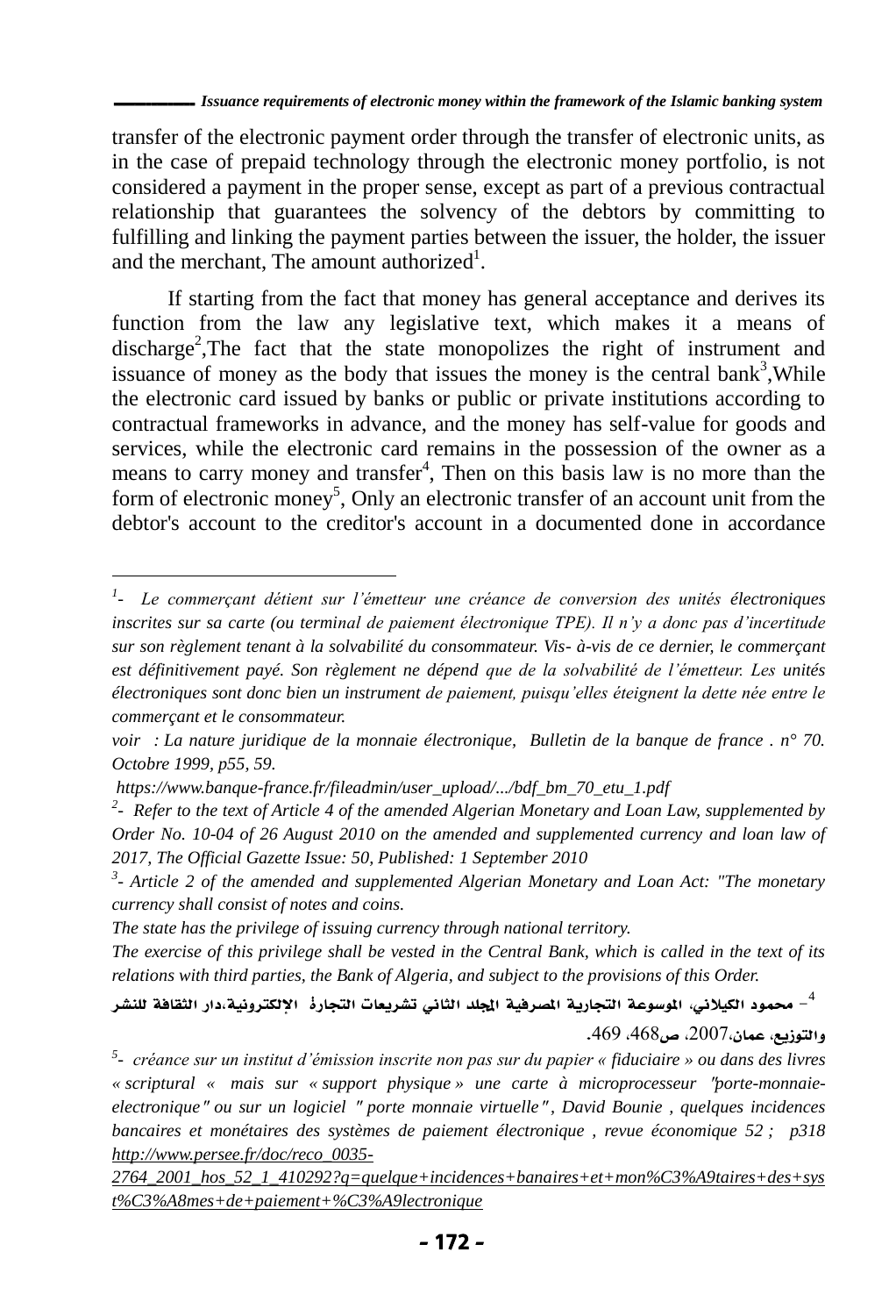transfer of the electronic payment order through the transfer of electronic units, as in the case of prepaid technology through the electronic money portfolio, is not considered a payment in the proper sense, except as part of a previous contractual relationship that guarantees the solvency of the debtors by committing to fulfilling and linking the payment parties between the issuer, the holder, the issuer and the merchant, The amount authorized[1].

If starting from the fact that money has general acceptance and derives its function from the law any legislative text, which makes it a means of discharge[2],The fact that the state monopolizes the right of instrument and issuance of money as the body that issues the money is the central bank[3],While the electronic card issued by banks or public or private institutions according to contractual frameworks in advance, and the money has self-value for goods and services, while the electronic card remains in the possession of the owner as a means to carry money and transfer[4], Then on this basis law is no more than the form of electronic money[5], Only an electronic transfer of an account unit from the debtor's account to the creditor's account in a documented done in accordance

---

[1]- *Le commerçant détient sur l'émetteur une créance de conversion des unités électroniques inscrites sur sa carte (ou terminal de paiement électronique TPE). Il n'y a donc pas d'incertitude sur son règlement tenant à la solvabilité du consommateur. Vis- à-vis de ce dernier, le commerçant est définitivement payé. Son règlement ne dépend que de la solvabilité de l'émetteur. Les unités électroniques sont donc bien un instrument de paiement, puisqu'elles éteignent la dette née entre le commerçant et le consommateur.*

*voir : La nature juridique de la monnaie électronique, Bulletin de la banque de france . n° 70. Octobre 1999, p55, 59.*

*https://www.banque-france.fr/fileadmin/user_upload/.../bdf_bm_70_etu_1.pdf*

[2]- *Refer to the text of Article 4 of the amended Algerian Monetary and Loan Law, supplemented by Order No. 10-04 of 26 August 2010 on the amended and supplemented currency and loan law of 2017, The Official Gazette Issue: 50, Published: 1 September 2010*

[3]- *Article 2 of the amended and supplemented Algerian Monetary and Loan Act: "The monetary currency shall consist of notes and coins.*

*The state has the privilege of issuing currency through national territory.*

*The exercise of this privilege shall be vested in the Central Bank, which is called in the text of its relations with third parties, the Bank of Algeria, and subject to the provisions of this Order.*

[4]- محمود الكيلاني، الموسوعة التجارية المصرفية المجلد الثاني تشريعات التجارة الإلكترونية،دار الثقافة للنشر والتوزيع، عمان،2007، ص468، 469.

[5]- *créance sur un institut d'émission inscrite non pas sur du papier « fiduciaire » ou dans des livres « scriptural « mais sur « support physique » une carte à microprocesseur "porte-monnaie-electronique" ou sur un logiciel " porte monnaie virtuelle" , David Bounie , quelques incidences bancaires et monétaires des systèmes de paiement électronique , revue économique 52 ; p318 http://www.persee.fr/doc/reco_0035-2764_2001_hos_52_1_410292?q=quelque+incidences+banaires+et+mon%C3%A9taires+des+syst%C3%A8mes+de+paiement+%C3%A9lectronique*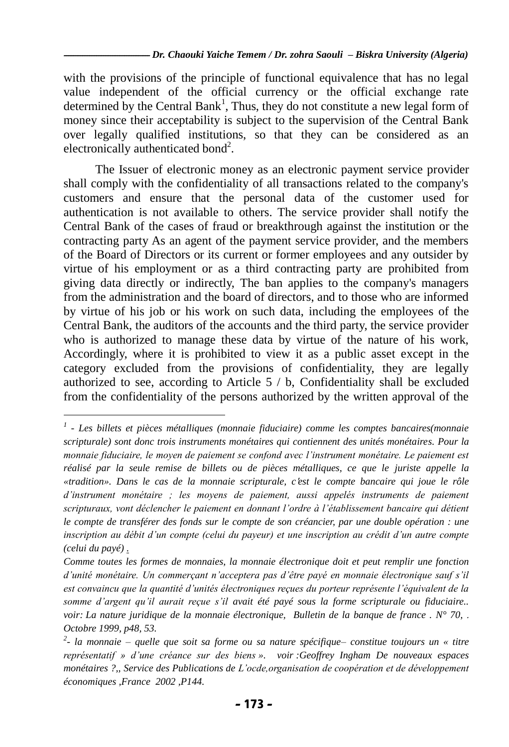with the provisions of the principle of functional equivalence that has no legal value independent of the official currency or the official exchange rate determined by the Central Bank[1], Thus, they do not constitute a new legal form of money since their acceptability is subject to the supervision of the Central Bank over legally qualified institutions, so that they can be considered as an electronically authenticated bond[2].

The Issuer of electronic money as an electronic payment service provider shall comply with the confidentiality of all transactions related to the company's customers and ensure that the personal data of the customer used for authentication is not available to others. The service provider shall notify the Central Bank of the cases of fraud or breakthrough against the institution or the contracting party As an agent of the payment service provider, and the members of the Board of Directors or its current or former employees and any outsider by virtue of his employment or as a third contracting party are prohibited from giving data directly or indirectly, The ban applies to the company's managers from the administration and the board of directors, and to those who are informed by virtue of his job or his work on such data, including the employees of the Central Bank, the auditors of the accounts and the third party, the service provider who is authorized to manage these data by virtue of the nature of his work, Accordingly, where it is prohibited to view it as a public asset except in the category excluded from the provisions of confidentiality, they are legally authorized to see, according to Article 5 / b, Confidentiality shall be excluded from the confidentiality of the persons authorized by the written approval of the

---

[1] - *Les billets et pièces métalliques (monnaie fiduciaire) comme les comptes bancaires(monnaie scripturale) sont donc trois instruments monétaires qui contiennent des unités monétaires. Pour la monnaie fiduciaire, le moyen de paiement se confond avec l'instrument monétaire. Le paiement est réalisé par la seule remise de billets ou de pièces métalliques, ce que le juriste appelle la «tradition». Dans le cas de la monnaie scripturale, c'est le compte bancaire qui joue le rôle d'instrument monétaire ; les moyens de paiement, aussi appelés instruments de paiement scripturaux, vont déclencher le paiement en donnant l'ordre à l'établissement bancaire qui détient le compte de transférer des fonds sur le compte de son créancier, par une double opération : une inscription au débit d'un compte (celui du payeur) et une inscription au crédit d'un autre compte (celui du payé) .*

*Comme toutes les formes de monnaies, la monnaie électronique doit et peut remplir une fonction d'unité monétaire. Un commerçant n'acceptera pas d'être payé en monnaie électronique sauf s'il est convaincu que la quantité d'unités électroniques reçues du porteur représente l'équivalent de la somme d'argent qu'il aurait reçue s'il avait été payé sous la forme scripturale ou fiduciaire.. voir: La nature juridique de la monnaie électronique, Bulletin de la banque de france . N° 70, . Octobre 1999, p48, 53.*

[2]- *la monnaie – quelle que soit sa forme ou sa nature spécifique– constitue toujours un « titre représentatif » d'une créance sur des biens ». voir :Geoffrey Ingham De nouveaux espaces monétaires ?,, Service des Publications de L'ocde,organisation de coopération et de développement économiques ,France 2002 ,P144.*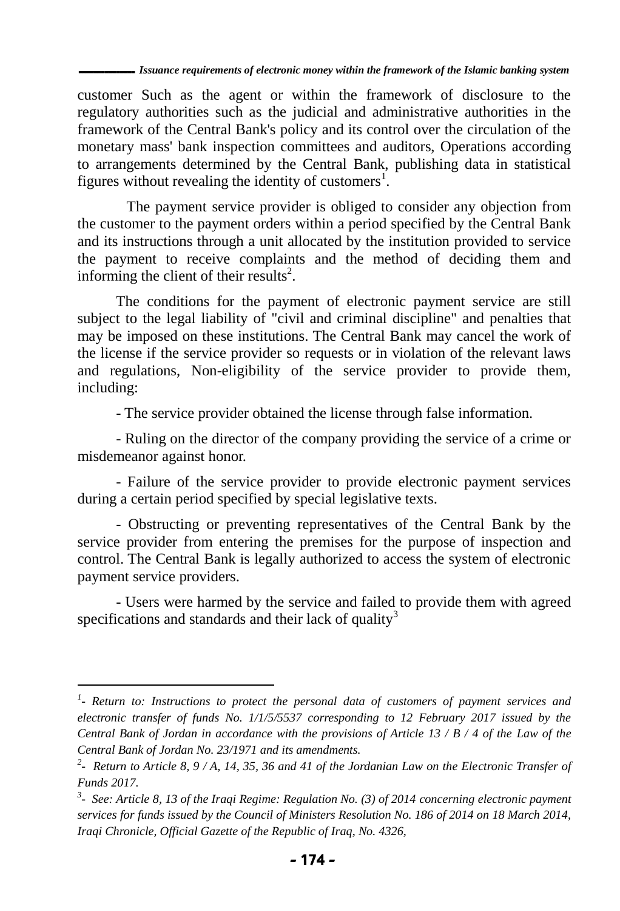customer Such as the agent or within the framework of disclosure to the regulatory authorities such as the judicial and administrative authorities in the framework of the Central Bank's policy and its control over the circulation of the monetary mass' bank inspection committees and auditors, Operations according to arrangements determined by the Central Bank, publishing data in statistical figures without revealing the identity of customers[1].

The payment service provider is obliged to consider any objection from the customer to the payment orders within a period specified by the Central Bank and its instructions through a unit allocated by the institution provided to service the payment to receive complaints and the method of deciding them and informing the client of their results[2].

The conditions for the payment of electronic payment service are still subject to the legal liability of "civil and criminal discipline" and penalties that may be imposed on these institutions. The Central Bank may cancel the work of the license if the service provider so requests or in violation of the relevant laws and regulations, Non-eligibility of the service provider to provide them, including:

- The service provider obtained the license through false information.

- Ruling on the director of the company providing the service of a crime or misdemeanor against honor.

- Failure of the service provider to provide electronic payment services during a certain period specified by special legislative texts.

- Obstructing or preventing representatives of the Central Bank by the service provider from entering the premises for the purpose of inspection and control. The Central Bank is legally authorized to access the system of electronic payment service providers.

- Users were harmed by the service and failed to provide them with agreed specifications and standards and their lack of quality[3]

---

*[1]- Return to: Instructions to protect the personal data of customers of payment services and electronic transfer of funds No. 1/1/5/5537 corresponding to 12 February 2017 issued by the Central Bank of Jordan in accordance with the provisions of Article 13 / B / 4 of the Law of the Central Bank of Jordan No. 23/1971 and its amendments.*

*[2]- Return to Article 8, 9 / A, 14, 35, 36 and 41 of the Jordanian Law on the Electronic Transfer of Funds 2017.*

*[3]- See: Article 8, 13 of the Iraqi Regime: Regulation No. (3) of 2014 concerning electronic payment services for funds issued by the Council of Ministers Resolution No. 186 of 2014 on 18 March 2014, Iraqi Chronicle, Official Gazette of the Republic of Iraq, No. 4326,*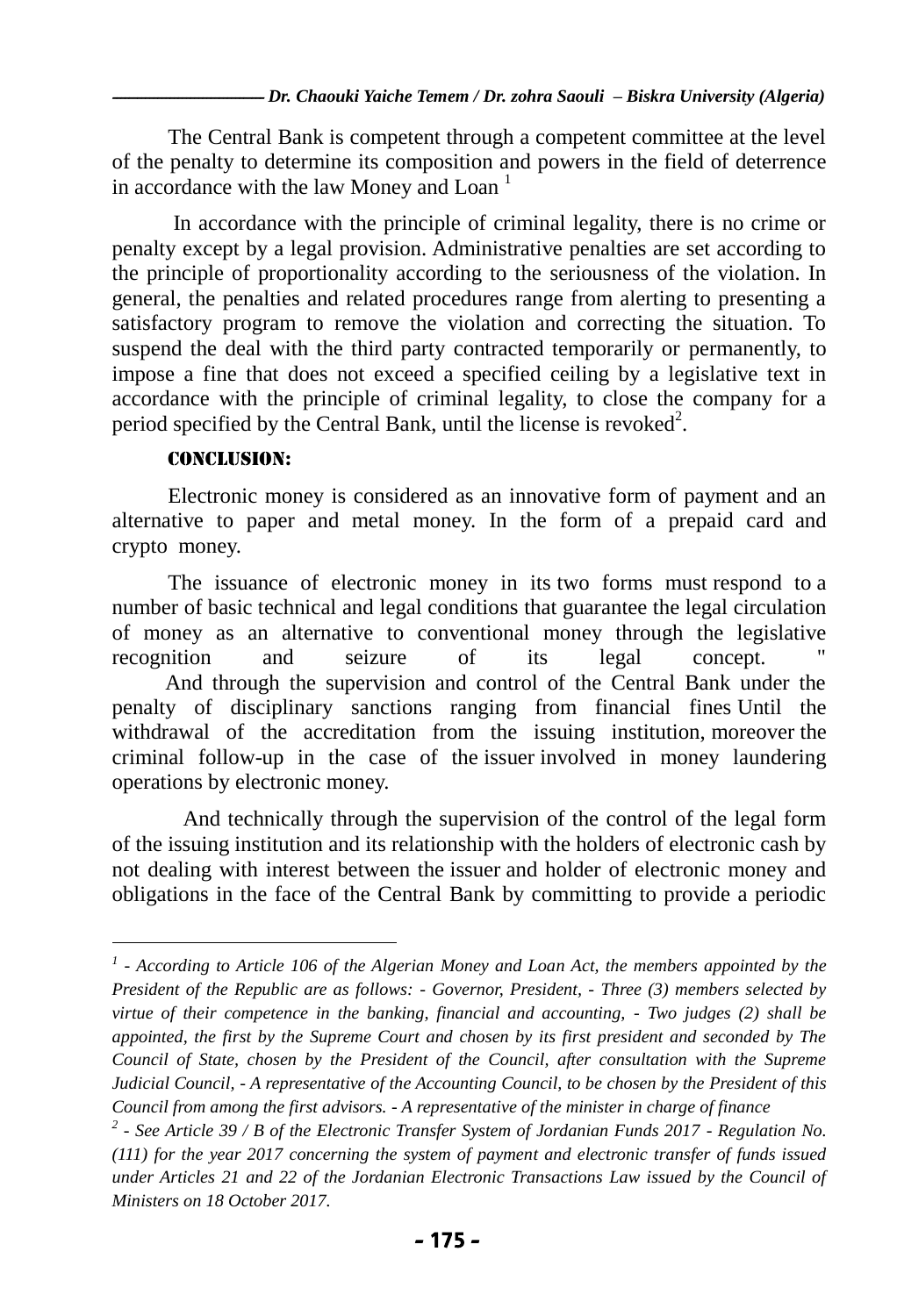The Central Bank is competent through a competent committee at the level of the penalty to determine its composition and powers in the field of deterrence in accordance with the law Money and Loan [1]

In accordance with the principle of criminal legality, there is no crime or penalty except by a legal provision. Administrative penalties are set according to the principle of proportionality according to the seriousness of the violation. In general, the penalties and related procedures range from alerting to presenting a satisfactory program to remove the violation and correcting the situation. To suspend the deal with the third party contracted temporarily or permanently, to impose a fine that does not exceed a specified ceiling by a legislative text in accordance with the principle of criminal legality, to close the company for a period specified by the Central Bank, until the license is revoked[2].

## CONCLUSION:

Electronic money is considered as an innovative form of payment and an alternative to paper and metal money. In the form of a prepaid card and crypto money.

The issuance of electronic money in its two forms must respond to a number of basic technical and legal conditions that guarantee the legal circulation of money as an alternative to conventional money through the legislative recognition and seizure of its legal concept. "

And through the supervision and control of the Central Bank under the penalty of disciplinary sanctions ranging from financial fines Until the withdrawal of the accreditation from the issuing institution, moreover the criminal follow-up in the case of the issuer involved in money laundering operations by electronic money.

And technically through the supervision of the control of the legal form of the issuing institution and its relationship with the holders of electronic cash by not dealing with interest between the issuer and holder of electronic money and obligations in the face of the Central Bank by committing to provide a periodic

---

*[1] - According to Article 106 of the Algerian Money and Loan Act, the members appointed by the President of the Republic are as follows: - Governor, President, - Three (3) members selected by virtue of their competence in the banking, financial and accounting, - Two judges (2) shall be appointed, the first by the Supreme Court and chosen by its first president and seconded by The Council of State, chosen by the President of the Council, after consultation with the Supreme Judicial Council, - A representative of the Accounting Council, to be chosen by the President of this Council from among the first advisors. - A representative of the minister in charge of finance*

*[2] - See Article 39 / B of the Electronic Transfer System of Jordanian Funds 2017 - Regulation No. (111) for the year 2017 concerning the system of payment and electronic transfer of funds issued under Articles 21 and 22 of the Jordanian Electronic Transactions Law issued by the Council of Ministers on 18 October 2017.*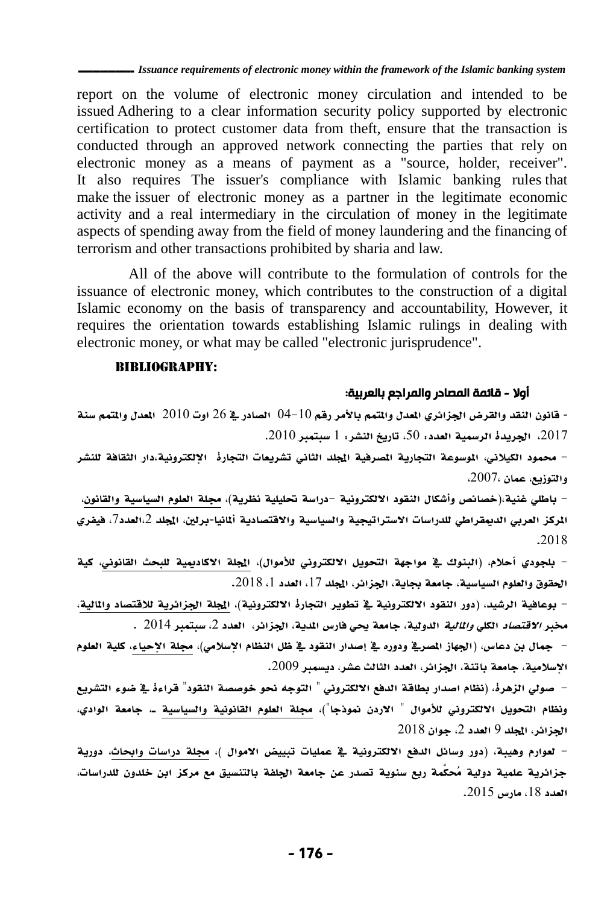report on the volume of electronic money circulation and intended to be issued Adhering to a clear information security policy supported by electronic certification to protect customer data from theft, ensure that the transaction is conducted through an approved network connecting the parties that rely on electronic money as a means of payment as a "source, holder, receiver". It also requires The issuer's compliance with Islamic banking rules that make the issuer of electronic money as a partner in the legitimate economic activity and a real intermediary in the circulation of money in the legitimate aspects of spending away from the field of money laundering and the financing of terrorism and other transactions prohibited by sharia and law.

All of the above will contribute to the formulation of controls for the issuance of electronic money, which contributes to the construction of a digital Islamic economy on the basis of transparency and accountability, However, it requires the orientation towards establishing Islamic rulings in dealing with electronic money, or what may be called "electronic jurisprudence".

## BIBLIOGRAPHY:

### أولا - قائمة المصادر والمراجع بالعربية:

- قانون النقد والقرض الجزائري المعدل والمتمم بالأمر رقم 10-04 الصادر في 26 اوت 2010 المعدل والمتمم سنة 2017، الجريدة الرسمية العدد: 50، تاريخ النشر: 1 سبتمبر 2010.
- محمود الكيلاني، الموسوعة التجارية المصرفية المجلد الثاني تشريعات التجارة الإلكترونية،دار الثقافة للنشر والتوزيع، عمان ،2007.
- باطلي غنية،(خصائص وأشكال النقود الالكترونية -دراسة تحليلية نظرية)، مجلة العلوم السياسية والقانون، المركز العربي الديمقراطي للدراسات الاستراتيجية والسياسية والاقتصادية ألمانيا-برلين، المجلد 2،العدد7، فيفري 2018.
- بلجودي أحلام، (البنوك في مواجهة التحويل الالكتروني للأموال)، المجلة الاكاديمية للبحث القانوني، كية الحقوق والعلوم السياسية، جامعة بجاية، الجزائر، المجلد 17، العدد 1، 2018.
- بوعافية الرشيد، (دور النقود الالكترونية في تطوير التجارة الالكترونية)، المجلة الجزائرية للاقتصاد والمالية، مخبر *الاقتصاد* الكلي *والمالية* الدولية، جامعة يحي فارس المدية، الجزائر، العدد 2، سبتمبر 2014 .
- جمال بن دعاس، (الجهاز المصرفي ودوره في إصدار النقود في ظل النظام الإسلامي)، مجلة الإحياء، كلية العلوم الإسلامية، جامعة باتنة، الجزائر، العدد الثالث عشر، ديسمبر 2009.
- صولي الزهرة، (نظام اصدار بطاقة الدفع الالكتروني " التوجه نحو خوصصة النقود" قراءة في ضوء التشريع ونظام التحويل الالكتروني للأموال " الاردن نموذجا")، مجلة العلوم القانونية والسياسية ـ جامعة الوادي، الجزائر، المجلد 9 العدد 2، جوان 2018
- لعوارم وهيبة، (دور وسائل الدفع الالكترونية في عمليات تبييض الاموال )، مجلة دراسات وابحاث، دورية جزائرية علمية دولية مُحكّمة ربع سنوية تصدر عن جامعة الجلفة بالتنسيق مع مركز ابن خلدون للدراسات، العدد 18، مارس 2015.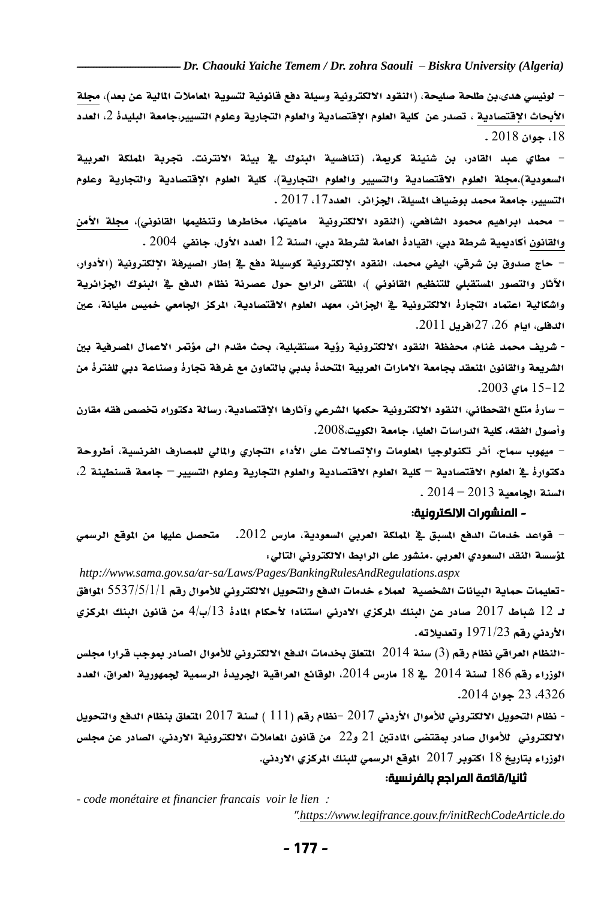- لونيسي هدى،بن طلحة صليحة، (النقود الالكترونية وسيلة دفع قانونية لتسوية المعاملات المالية عن بعد)، مجلة الأبحاث الإقتصادية ، تصدر عن كلية العلوم الإقتصادية والعلوم التجارية وعلوم التسيير،جامعة البليدة 2، العدد 18، جوان 2018 .

- مطاي عبد القادر، بن شنينة كريمة، (تنافسية البنوك في بيئة الانترنت. تجربة المملكة العربية السعودية)،مجلة العلوم الاقتصادية والتسيير والعلوم التجارية)، كلية العلوم الإقتصادية والتجارية وعلوم التسيير، جامعة محمد بوضياف المسيلة، الجزائر، العدد17، 2017 .

- محمد ابراهيم محمود الشافعي، (النقود الالكترونية ماهيتها، مخاطرها وتنظيمها القانوني)، مجلة الأمن والقانون أكاديمية شرطة دبي، القيادة العامة لشرطة دبي، السنة 12 العدد الأول، جانفي 2004 .

- حاج صدوق بن شرقي، اليفي محمد، النقود الإلكترونية كوسيلة دفع في إطار الصيرفة الإلكترونية (الأدوار، الآثار والتصور المستقبلي للتنظيم القانوني )، الملتقى الرابع حول عصرنة نظام الدفع في البنوك الجزائرية واشكالية اعتماد التجارة الالكترونية في الجزائر، معهد العلوم الاقتصادية، المركز الجامعي خميس مليانة، عين الدفلى، ايام 26، 27افريل 2011.

- شريف محمد غنام، محفظة النقود الالكترونية رؤية مستقبلية، بحث مقدم الى مؤتمر الاعمال المصرفية بين الشريعة والقانون المنعقد بجامعة الامارات العربية المتحدة بدبي بالتعاون مع غرفة تجارة وصناعة دبي للفترة من 12-15 ماي 2003.

- سارة متلع القحطاني، النقود الالكترونية حكمها الشرعي وآثارها الإقتصادية، رسالة دكتوراه تخصص فقه مقارن وأصول الفقه، كلية الدراسات العليا، جامعة الكويت،2008.

- ميهوب سماح، أثر تكنولوجيا المعلومات والإتصالات على الأداء التجاري والمالي للمصارف الفرنسية، أطروحة دكتوراة في العلوم الاقتصادية – كلية العلوم الاقتصادية والعلوم التجارية وعلوم التسيير – جامعة قسنطينة 2، السنة الجامعية 2013 – 2014 .

## - المنشورات الالكترونية:

- قواعد خدمات الدفع المسبق في المملكة العربي السعودية، مارس 2012. متحصل عليها من الموقع الرسمي لمؤسسة النقد السعودي العربي .منشور على الرابط الالكتروني التالي:

*http://www.sama.gov.sa/ar-sa/Laws/Pages/BankingRulesAndRegulations.aspx*

-تعليمات حماية البيانات الشخصية لعملاء خدمات الدفع والتحويل الالكتروني للأموال رقم 5537/5/1/1 الموافق لـ 12 شباط 2017 صادر عن البنك المركزي الادرني استنادا لأحكام المادة 13/ب/4 من قانون البنك المركزي الأردني رقم 1971/23 وتعديلاته.

-النظام العراقي نظام رقم (3) سنة 2014 المتعلق بخدمات الدفع الالكتروني للأموال الصادر بموجب قرارا مجلس الوزراء رقم 186 لسنة 2014 في 18 مارس 2014، الوقائع العراقية الجريدة الرسمية لجمهورية العراق، العدد 4326، 23 جوان 2014.

- نظام التحويل الالكتروني للأموال الأردني 2017 –نظام رقم (111 ) لسنة 2017 المتعلق بنظام الدفع والتحويل الالكتروني للأموال صادر بمقتضى المادتين 21 و22 من قانون المعاملات الالكترونية الاردني، الصادر عن مجلس الوزراء بتاريخ 18 اكتوبر 2017 الموقع الرسمي للبنك المركزي الاردني.

## ثانيا/قائمة المراجع بالفرنسية:

*- code monétaire et financier francais voir le lien :*

*"https://www.legifrance.gouv.fr/initRechCodeArticle.do*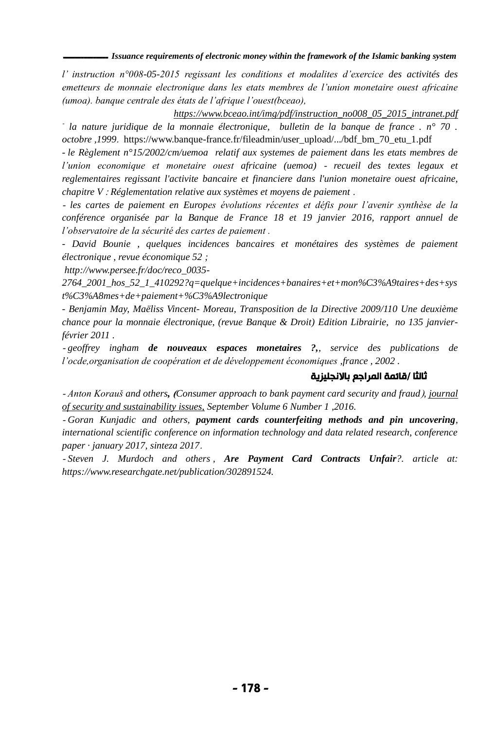*l' instruction n°008-05-2015 regissant les conditions et modalites d'exercice des activités des emetteurs de monnaie electronique dans les etats membres de l'union monetaire ouest africaine (umoa). banque centrale des états de l'afrique l'ouest(bceao),*

*https://www.bceao.int/img/pdf/instruction_no008_05_2015_intranet.pdf*

- *la nature juridique de la monnaie électronique, bulletin de la banque de france . n° 70 . octobre ,1999.* https://www.banque-france.fr/fileadmin/user_upload/.../bdf_bm_70_etu_1.pdf

- *le Règlement n°15/2002/cm/uemoa relatif aux systemes de paiement dans les etats membres de l'union economique et monetaire ouest africaine (uemoa) - recueil des textes legaux et reglementaires regissant l'activite bancaire et financiere dans l'union monetaire ouest africaine, chapitre V : Réglementation relative aux systèmes et moyens de paiement .*

- *les cartes de paiement en Europes évolutions récentes et défis pour l'avenir synthèse de la conférence organisée par la Banque de France 18 et 19 janvier 2016, rapport annuel de l'observatoire de la sécurité des cartes de paiement .*

- *David Bounie , quelques incidences bancaires et monétaires des systèmes de paiement électronique , revue économique 52 ;*
*http://www.persee.fr/doc/reco_0035-2764_2001_hos_52_1_410292?q=quelque+incidences+banaires+et+mon%C3%A9taires+des+syst%C3%A8mes+de+paiement+%C3%A9lectronique*

- *Benjamin May, Maëliss Vincent- Moreau, Transposition de la Directive 2009/110 Une deuxième chance pour la monnaie électronique, (revue Banque & Droit) Edition Librairie, no 135 janvier-février 2011 .*

- *geoffrey ingham* ***de nouveaux espaces monetaires ?,*** *, service des publications de l'ocde,organisation de coopération et de développement économiques ,france , 2002 .*

**ثالثا /قائمة المراجع بالانجليزية**

- *Anton Korauš and others,* ***(****Consumer approach to bank payment card security and fraud**)**, journal of security and sustainability issues, September Volume 6 Number 1 ,2016.*

- *Goran Kunjadic and others,* ***payment cards counterfeiting methods and pin uncovering****, international scientific conference on information technology and data related research, conference paper · january 2017, sinteza 2017.*

- *Steven J. Murdoch and others ,* ***Are Payment Card Contracts Unfair****?. article at: https://www.researchgate.net/publication/302891524.*